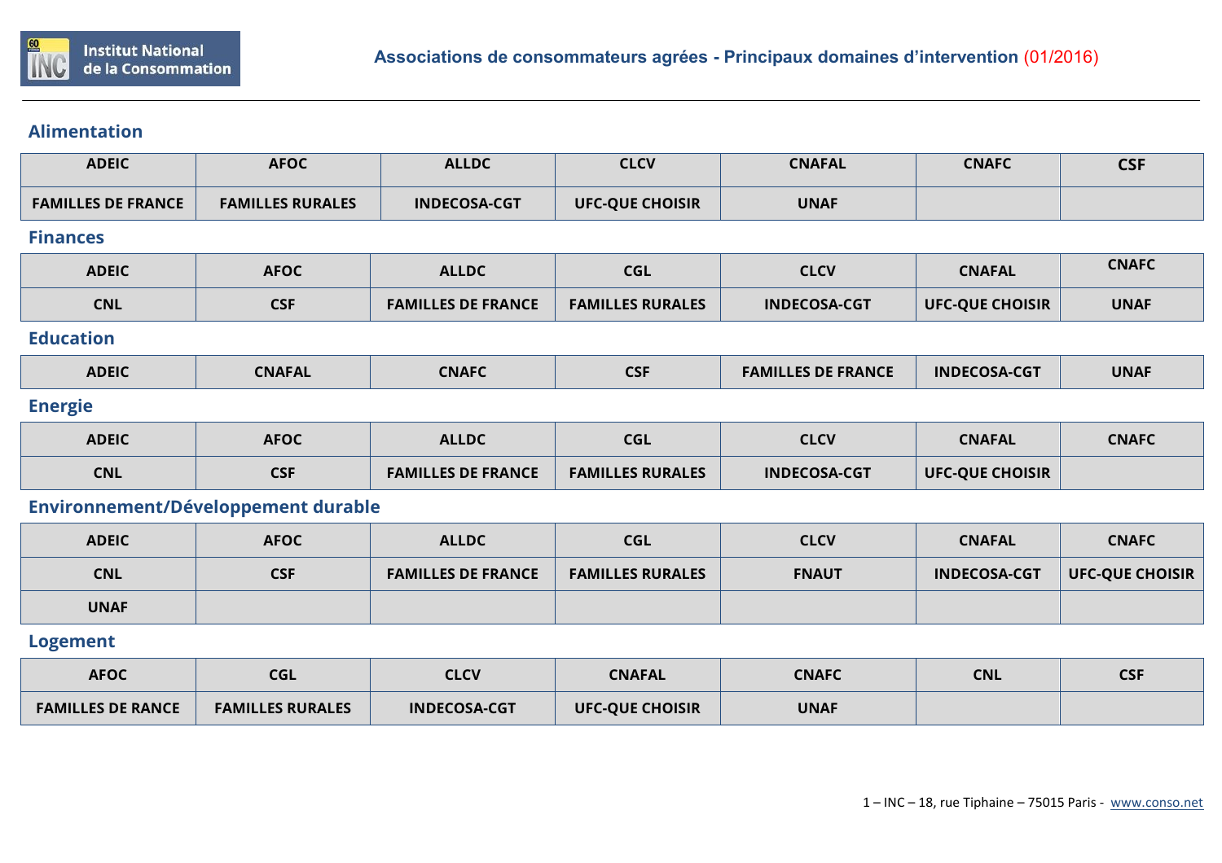Institut National de la Consommation

# Associations de consommateurs agréées - Principaux domaines d'intervention (01/2016)

## Alimentation

| | | | | | | |
|---|---|---|---|---|---|---|
| ADEIC | AFOC | ALLDC | CLCV | CNAFAL | CNAFC | CSF |
| FAMILLES DE FRANCE | FAMILLES RURALES | INDECOSA-CGT | UFC-QUE CHOISIR | UNAF | | |

## Finances

| | | | | | | |
|---|---|---|---|---|---|---|
| ADEIC | AFOC | ALLDC | CGL | CLCV | CNAFAL | CNAFC |
| CNL | CSF | FAMILLES DE FRANCE | FAMILLES RURALES | INDECOSA-CGT | UFC-QUE CHOISIR | UNAF |

## Education

| | | | | | | |
|---|---|---|---|---|---|---|
| ADEIC | CNAFAL | CNAFC | CSF | FAMILLES DE FRANCE | INDECOSA-CGT | UNAF |

## Energie

| | | | | | | |
|---|---|---|---|---|---|---|
| ADEIC | AFOC | ALLDC | CGL | CLCV | CNAFAL | CNAFC |
| CNL | CSF | FAMILLES DE FRANCE | FAMILLES RURALES | INDECOSA-CGT | UFC-QUE CHOISIR | |

## Environnement/Développement durable

| | | | | | | |
|---|---|---|---|---|---|---|
| ADEIC | AFOC | ALLDC | CGL | CLCV | CNAFAL | CNAFC |
| CNL | CSF | FAMILLES DE FRANCE | FAMILLES RURALES | FNAUT | INDECOSA-CGT | UFC-QUE CHOISIR |
| UNAF | | | | | | |

## Logement

| | | | | | | |
|---|---|---|---|---|---|---|
| AFOC | CGL | CLCV | CNAFAL | CNAFC | CNL | CSF |
| FAMILLES DE RANCE | FAMILLES RURALES | INDECOSA-CGT | UFC-QUE CHOISIR | UNAF | | |

INC – 18, rue Tiphaine – 75015 Paris - www.conso.net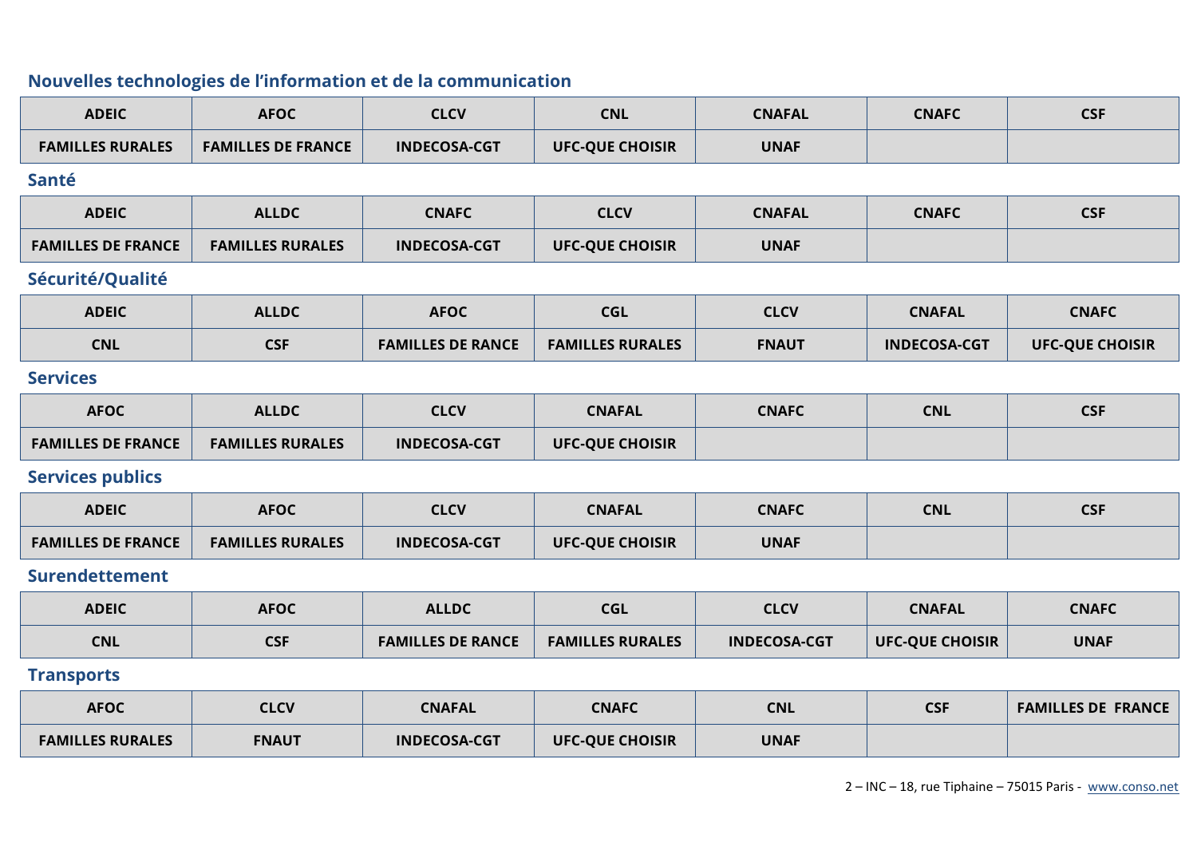## Nouvelles technologies de l'information et de la communication

| | | | | | | |
|---|---|---|---|---|---|---|
| **ADEIC** | **AFOC** | **CLCV** | **CNL** | **CNAFAL** | **CNAFC** | **CSF** |
| **FAMILLES RURALES** | **FAMILLES DE FRANCE** | **INDECOSA-CGT** | **UFC-QUE CHOISIR** | **UNAF** | | |

## Santé

| | | | | | | |
|---|---|---|---|---|---|---|
| **ADEIC** | **ALLDC** | **CNAFC** | **CLCV** | **CNAFAL** | **CNAFC** | **CSF** |
| **FAMILLES DE FRANCE** | **FAMILLES RURALES** | **INDECOSA-CGT** | **UFC-QUE CHOISIR** | **UNAF** | | |

## Sécurité/Qualité

| | | | | | | |
|---|---|---|---|---|---|---|
| **ADEIC** | **ALLDC** | **AFOC** | **CGL** | **CLCV** | **CNAFAL** | **CNAFC** |
| **CNL** | **CSF** | **FAMILLES DE RANCE** | **FAMILLES RURALES** | **FNAUT** | **INDECOSA-CGT** | **UFC-QUE CHOISIR** |

## Services

| | | | | | | |
|---|---|---|---|---|---|---|
| **AFOC** | **ALLDC** | **CLCV** | **CNAFAL** | **CNAFC** | **CNL** | **CSF** |
| **FAMILLES DE FRANCE** | **FAMILLES RURALES** | **INDECOSA-CGT** | **UFC-QUE CHOISIR** | | | |

## Services publics

| | | | | | | |
|---|---|---|---|---|---|---|
| **ADEIC** | **AFOC** | **CLCV** | **CNAFAL** | **CNAFC** | **CNL** | **CSF** |
| **FAMILLES DE FRANCE** | **FAMILLES RURALES** | **INDECOSA-CGT** | **UFC-QUE CHOISIR** | **UNAF** | | |

## Surendettement

| | | | | | | |
|---|---|---|---|---|---|---|
| **ADEIC** | **AFOC** | **ALLDC** | **CGL** | **CLCV** | **CNAFAL** | **CNAFC** |
| **CNL** | **CSF** | **FAMILLES DE RANCE** | **FAMILLES RURALES** | **INDECOSA-CGT** | **UFC-QUE CHOISIR** | **UNAF** |

## Transports

| | | | | | | |
|---|---|---|---|---|---|---|
| **AFOC** | **CLCV** | **CNAFAL** | **CNAFC** | **CNL** | **CSF** | **FAMILLES DE FRANCE** |
| **FAMILLES RURALES** | **FNAUT** | **INDECOSA-CGT** | **UFC-QUE CHOISIR** | **UNAF** | | |

INC – 18, rue Tiphaine – 75015 Paris - www.conso.net